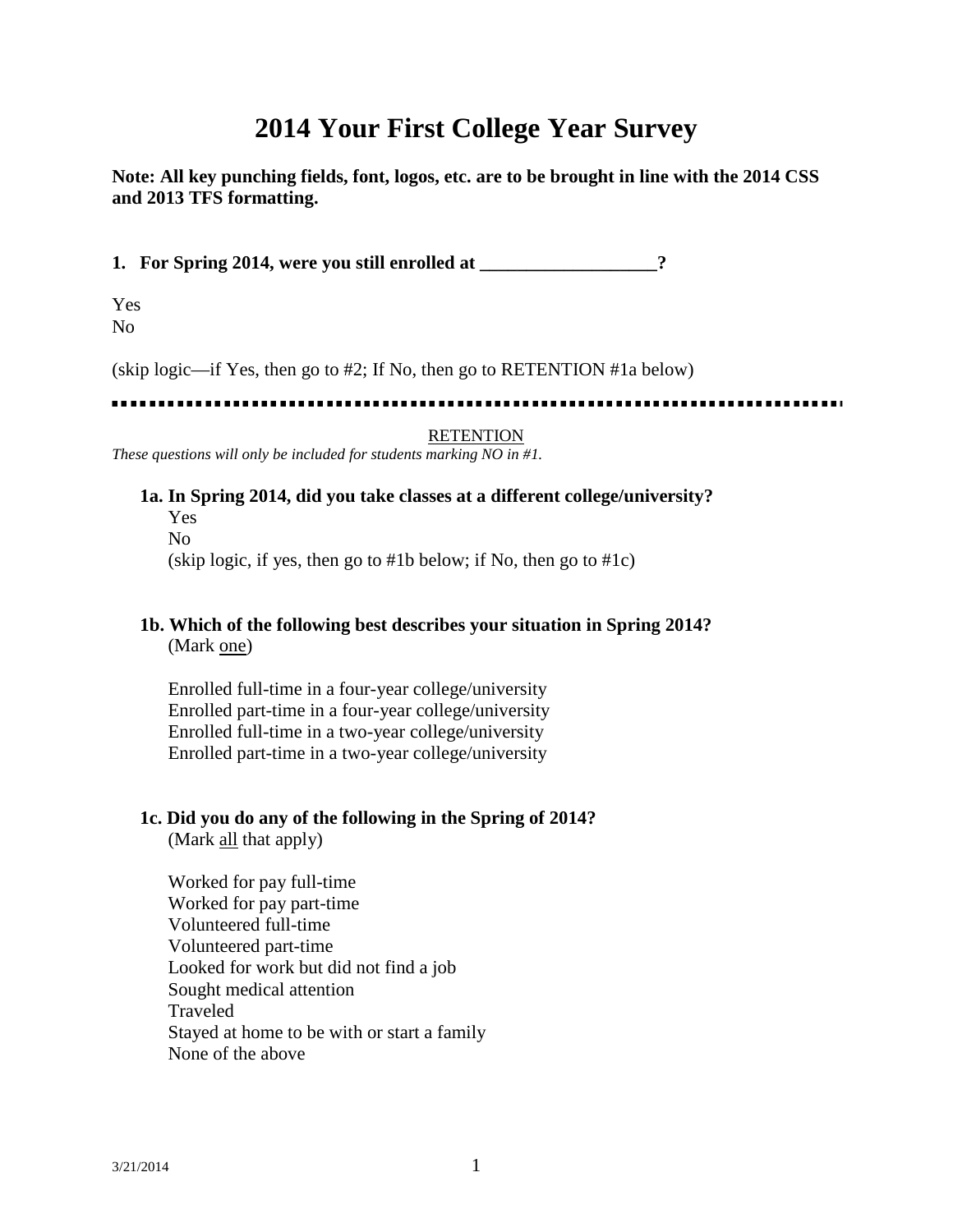# 2014 Your First College Year Survey

**Note: All key punching fields, font, logos, etc. are to be brought in line with the 2014 CSS and 2013 TFS formatting.**

**1. For Spring 2014, were you still enrolled at ___________________?**

Yes
No

(skip logic—if Yes, then go to #2; If No, then go to RETENTION #1a below)

---

<u>RETENTION</u>

*These questions will only be included for students marking NO in #1.*

**1a. In Spring 2014, did you take classes at a different college/university?**

Yes
No
(skip logic, if yes, then go to #1b below; if No, then go to #1c)

**1b. Which of the following best describes your situation in Spring 2014?**
(Mark <u>one</u>)

Enrolled full-time in a four-year college/university
Enrolled part-time in a four-year college/university
Enrolled full-time in a two-year college/university
Enrolled part-time in a two-year college/university

**1c. Did you do any of the following in the Spring of 2014?**
(Mark <u>all</u> that apply)

Worked for pay full-time
Worked for pay part-time
Volunteered full-time
Volunteered part-time
Looked for work but did not find a job
Sought medical attention
Traveled
Stayed at home to be with or start a family
None of the above

3/21/2014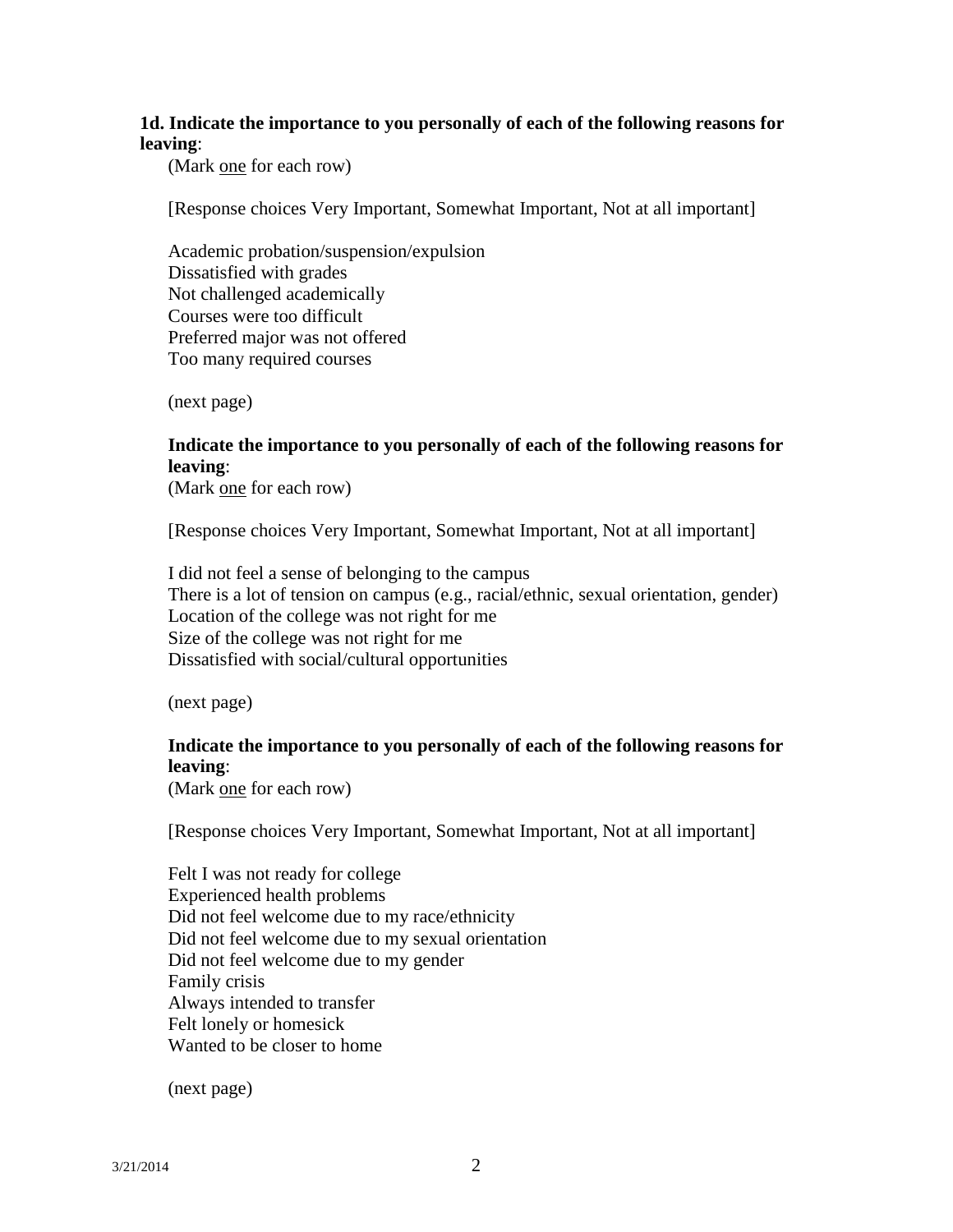**1d. Indicate the importance to you personally of each of the following reasons for leaving**:

(Mark <u>one</u> for each row)

[Response choices Very Important, Somewhat Important, Not at all important]

Academic probation/suspension/expulsion
Dissatisfied with grades
Not challenged academically
Courses were too difficult
Preferred major was not offered
Too many required courses

(next page)

**Indicate the importance to you personally of each of the following reasons for leaving**:

(Mark <u>one</u> for each row)

[Response choices Very Important, Somewhat Important, Not at all important]

I did not feel a sense of belonging to the campus
There is a lot of tension on campus (e.g., racial/ethnic, sexual orientation, gender)
Location of the college was not right for me
Size of the college was not right for me
Dissatisfied with social/cultural opportunities

(next page)

**Indicate the importance to you personally of each of the following reasons for leaving**:

(Mark <u>one</u> for each row)

[Response choices Very Important, Somewhat Important, Not at all important]

Felt I was not ready for college
Experienced health problems
Did not feel welcome due to my race/ethnicity
Did not feel welcome due to my sexual orientation
Did not feel welcome due to my gender
Family crisis
Always intended to transfer
Felt lonely or homesick
Wanted to be closer to home

(next page)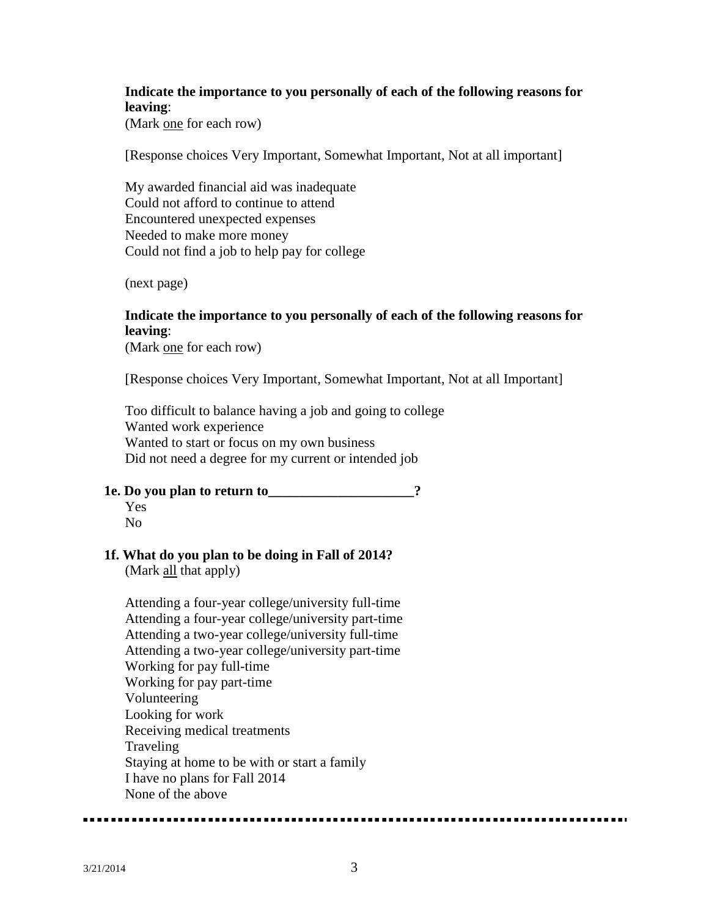**Indicate the importance to you personally of each of the following reasons for leaving**:
(Mark one for each row)

[Response choices Very Important, Somewhat Important, Not at all important]

My awarded financial aid was inadequate
Could not afford to continue to attend
Encountered unexpected expenses
Needed to make more money
Could not find a job to help pay for college

(next page)

**Indicate the importance to you personally of each of the following reasons for leaving**:
(Mark one for each row)

[Response choices Very Important, Somewhat Important, Not at all Important]

Too difficult to balance having a job and going to college
Wanted work experience
Wanted to start or focus on my own business
Did not need a degree for my current or intended job

**1e. Do you plan to return to____________________?**

Yes
No

**1f. What do you plan to be doing in Fall of 2014?**
(Mark all that apply)

Attending a four-year college/university full-time
Attending a four-year college/university part-time
Attending a two-year college/university full-time
Attending a two-year college/university part-time
Working for pay full-time
Working for pay part-time
Volunteering
Looking for work
Receiving medical treatments
Traveling
Staying at home to be with or start a family
I have no plans for Fall 2014
None of the above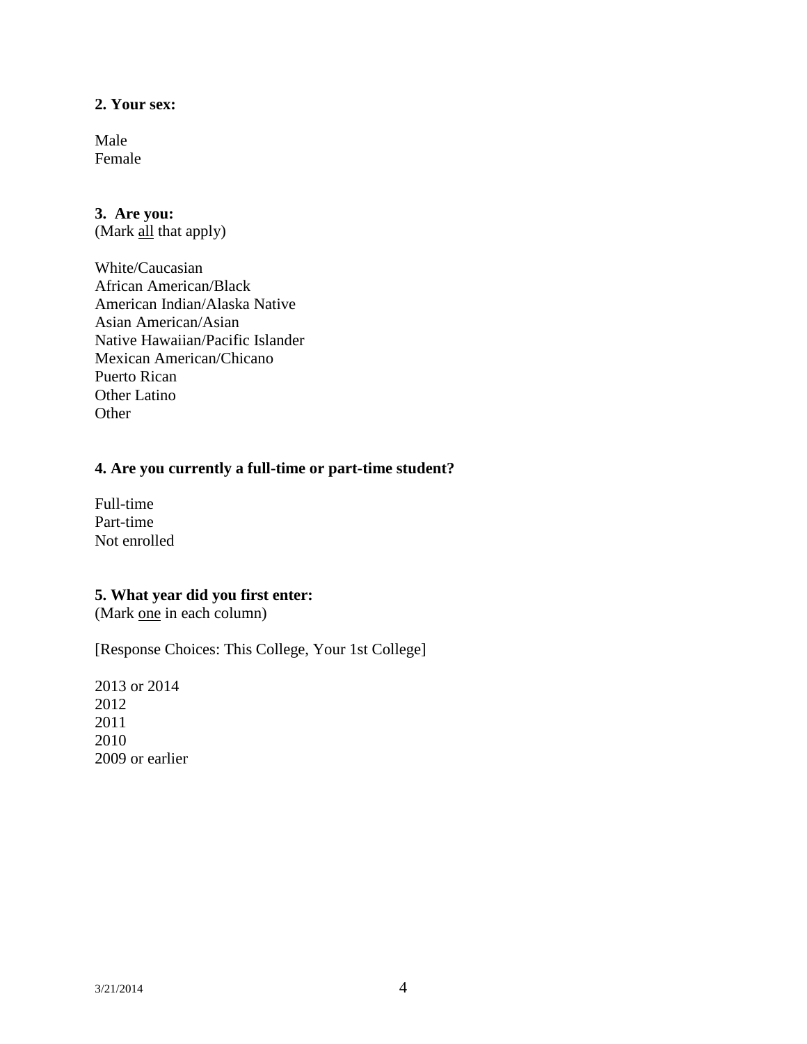**2. Your sex:**

Male
Female

**3. Are you:**
(Mark all that apply)

White/Caucasian
African American/Black
American Indian/Alaska Native
Asian American/Asian
Native Hawaiian/Pacific Islander
Mexican American/Chicano
Puerto Rican
Other Latino
Other

**4. Are you currently a full-time or part-time student?**

Full-time
Part-time
Not enrolled

**5. What year did you first enter:**
(Mark one in each column)

[Response Choices: This College, Your 1st College]

2013 or 2014
2012
2011
2010
2009 or earlier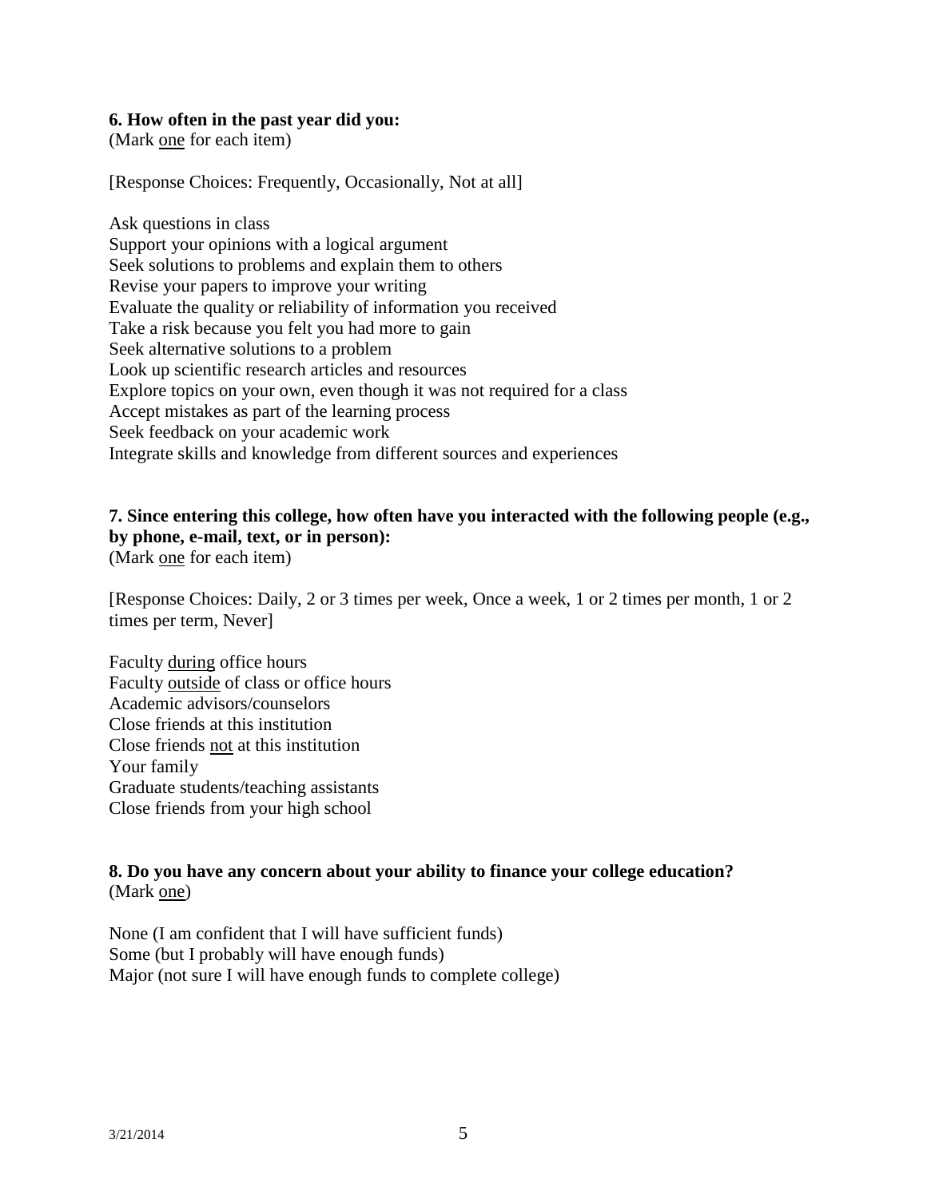**6. How often in the past year did you:**
(Mark <u>one</u> for each item)

[Response Choices: Frequently, Occasionally, Not at all]

Ask questions in class
Support your opinions with a logical argument
Seek solutions to problems and explain them to others
Revise your papers to improve your writing
Evaluate the quality or reliability of information you received
Take a risk because you felt you had more to gain
Seek alternative solutions to a problem
Look up scientific research articles and resources
Explore topics on your own, even though it was not required for a class
Accept mistakes as part of the learning process
Seek feedback on your academic work
Integrate skills and knowledge from different sources and experiences

**7. Since entering this college, how often have you interacted with the following people (e.g., by phone, e-mail, text, or in person):**
(Mark <u>one</u> for each item)

[Response Choices: Daily, 2 or 3 times per week, Once a week, 1 or 2 times per month, 1 or 2 times per term, Never]

Faculty <u>during</u> office hours
Faculty <u>outside</u> of class or office hours
Academic advisors/counselors
Close friends at this institution
Close friends <u>not</u> at this institution
Your family
Graduate students/teaching assistants
Close friends from your high school

**8. Do you have any concern about your ability to finance your college education?**
(Mark <u>one</u>)

None (I am confident that I will have sufficient funds)
Some (but I probably will have enough funds)
Major (not sure I will have enough funds to complete college)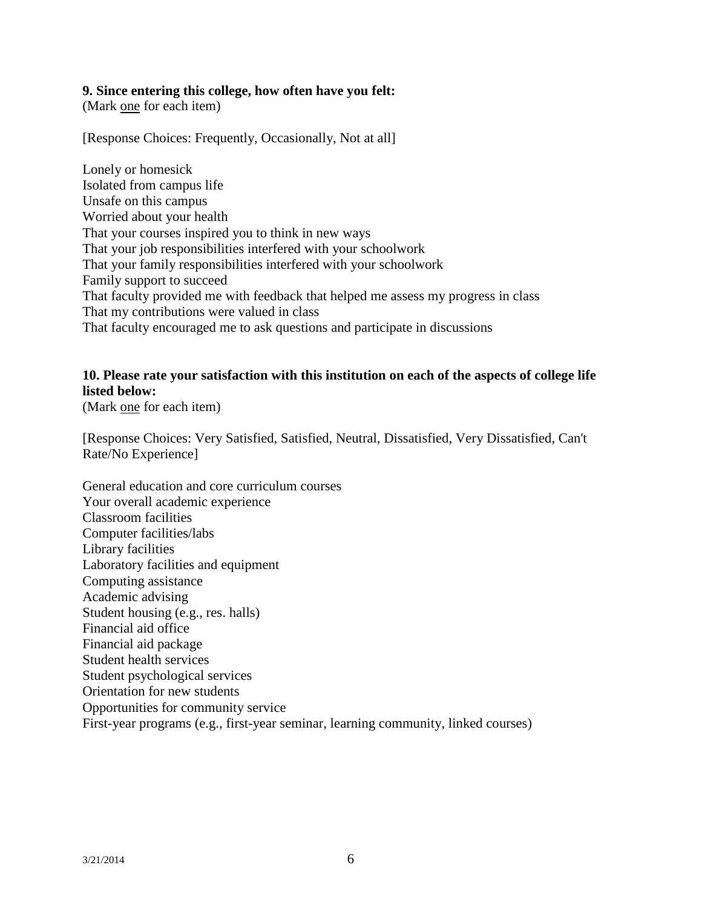**9. Since entering this college, how often have you felt:**
(Mark one for each item)

[Response Choices: Frequently, Occasionally, Not at all]

Lonely or homesick
Isolated from campus life
Unsafe on this campus
Worried about your health
That your courses inspired you to think in new ways
That your job responsibilities interfered with your schoolwork
That your family responsibilities interfered with your schoolwork
Family support to succeed
That faculty provided me with feedback that helped me assess my progress in class
That my contributions were valued in class
That faculty encouraged me to ask questions and participate in discussions

**10. Please rate your satisfaction with this institution on each of the aspects of college life listed below:**
(Mark one for each item)

[Response Choices: Very Satisfied, Satisfied, Neutral, Dissatisfied, Very Dissatisfied, Can't Rate/No Experience]

General education and core curriculum courses
Your overall academic experience
Classroom facilities
Computer facilities/labs
Library facilities
Laboratory facilities and equipment
Computing assistance
Academic advising
Student housing (e.g., res. halls)
Financial aid office
Financial aid package
Student health services
Student psychological services
Orientation for new students
Opportunities for community service
First-year programs (e.g., first-year seminar, learning community, linked courses)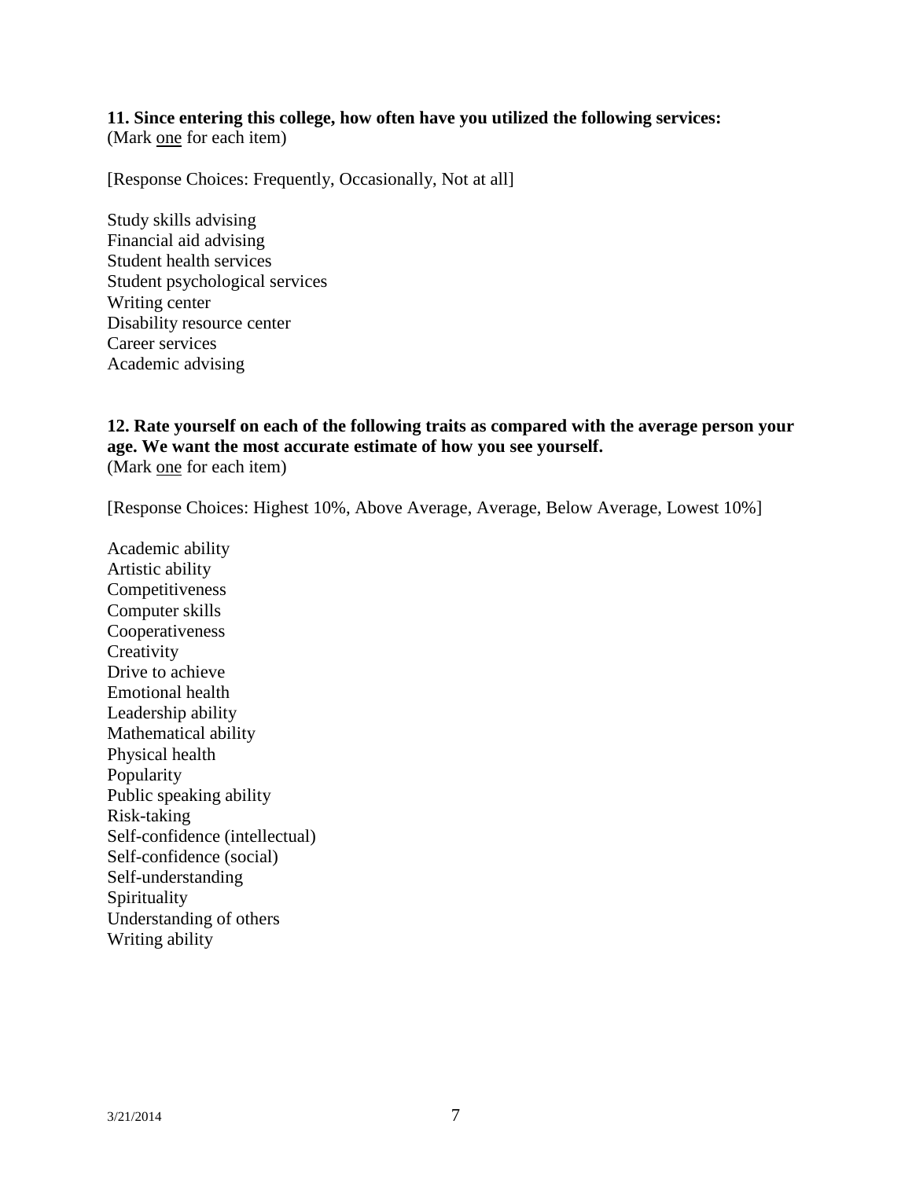**11. Since entering this college, how often have you utilized the following services:**
(Mark <u>one</u> for each item)

[Response Choices: Frequently, Occasionally, Not at all]

Study skills advising
Financial aid advising
Student health services
Student psychological services
Writing center
Disability resource center
Career services
Academic advising

**12. Rate yourself on each of the following traits as compared with the average person your age. We want the most accurate estimate of how you see yourself.**
(Mark <u>one</u> for each item)

[Response Choices: Highest 10%, Above Average, Average, Below Average, Lowest 10%]

Academic ability
Artistic ability
Competitiveness
Computer skills
Cooperativeness
Creativity
Drive to achieve
Emotional health
Leadership ability
Mathematical ability
Physical health
Popularity
Public speaking ability
Risk-taking
Self-confidence (intellectual)
Self-confidence (social)
Self-understanding
Spirituality
Understanding of others
Writing ability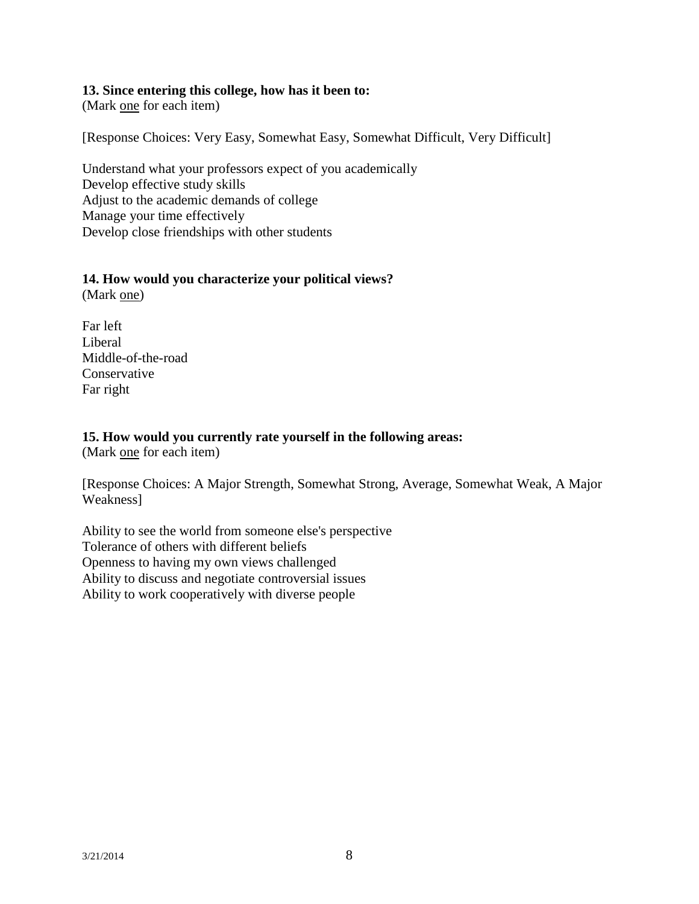**13. Since entering this college, how has it been to:**
(Mark <u>one</u> for each item)

[Response Choices: Very Easy, Somewhat Easy, Somewhat Difficult, Very Difficult]

Understand what your professors expect of you academically
Develop effective study skills
Adjust to the academic demands of college
Manage your time effectively
Develop close friendships with other students

**14. How would you characterize your political views?**
(Mark <u>one</u>)

Far left
Liberal
Middle-of-the-road
Conservative
Far right

**15. How would you currently rate yourself in the following areas:**
(Mark <u>one</u> for each item)

[Response Choices: A Major Strength, Somewhat Strong, Average, Somewhat Weak, A Major Weakness]

Ability to see the world from someone else's perspective
Tolerance of others with different beliefs
Openness to having my own views challenged
Ability to discuss and negotiate controversial issues
Ability to work cooperatively with diverse people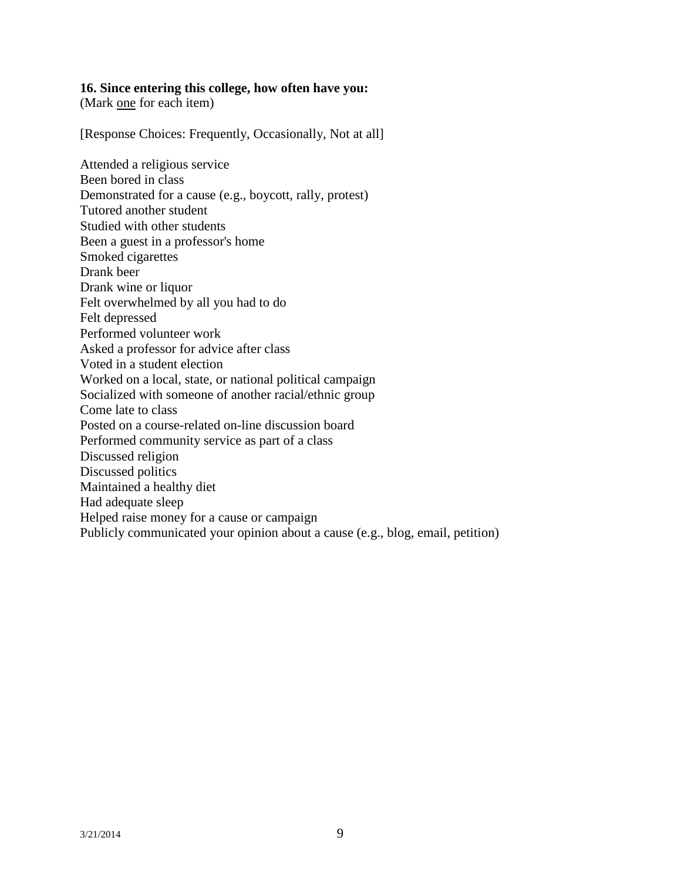**16. Since entering this college, how often have you:**
(Mark <u>one</u> for each item)

[Response Choices: Frequently, Occasionally, Not at all]

Attended a religious service
Been bored in class
Demonstrated for a cause (e.g., boycott, rally, protest)
Tutored another student
Studied with other students
Been a guest in a professor's home
Smoked cigarettes
Drank beer
Drank wine or liquor
Felt overwhelmed by all you had to do
Felt depressed
Performed volunteer work
Asked a professor for advice after class
Voted in a student election
Worked on a local, state, or national political campaign
Socialized with someone of another racial/ethnic group
Come late to class
Posted on a course-related on-line discussion board
Performed community service as part of a class
Discussed religion
Discussed politics
Maintained a healthy diet
Had adequate sleep
Helped raise money for a cause or campaign
Publicly communicated your opinion about a cause (e.g., blog, email, petition)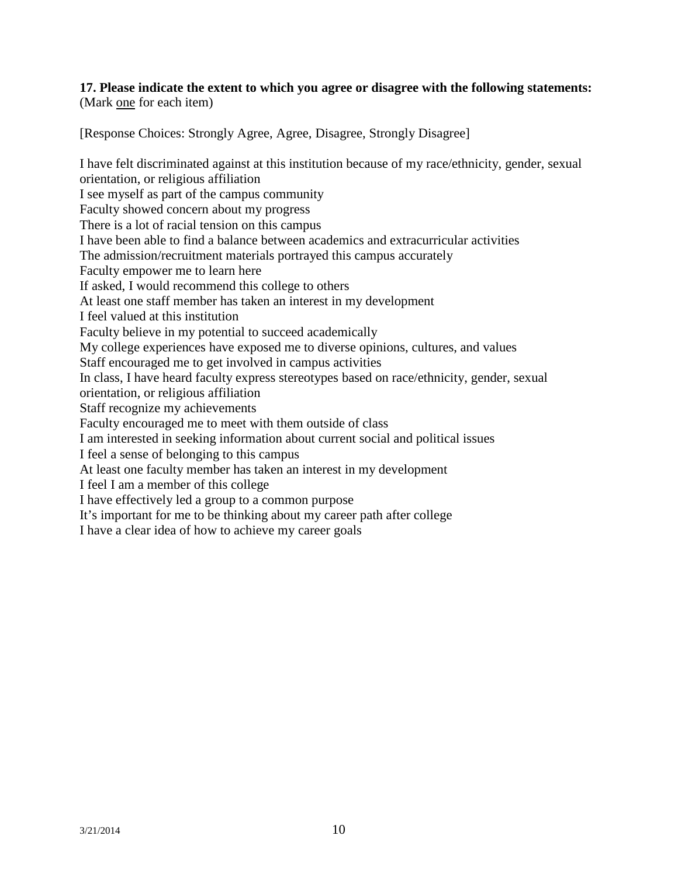**17. Please indicate the extent to which you agree or disagree with the following statements:**
(Mark one for each item)

[Response Choices: Strongly Agree, Agree, Disagree, Strongly Disagree]

I have felt discriminated against at this institution because of my race/ethnicity, gender, sexual orientation, or religious affiliation
I see myself as part of the campus community
Faculty showed concern about my progress
There is a lot of racial tension on this campus
I have been able to find a balance between academics and extracurricular activities
The admission/recruitment materials portrayed this campus accurately
Faculty empower me to learn here
If asked, I would recommend this college to others
At least one staff member has taken an interest in my development
I feel valued at this institution
Faculty believe in my potential to succeed academically
My college experiences have exposed me to diverse opinions, cultures, and values
Staff encouraged me to get involved in campus activities
In class, I have heard faculty express stereotypes based on race/ethnicity, gender, sexual orientation, or religious affiliation
Staff recognize my achievements
Faculty encouraged me to meet with them outside of class
I am interested in seeking information about current social and political issues
I feel a sense of belonging to this campus
At least one faculty member has taken an interest in my development
I feel I am a member of this college
I have effectively led a group to a common purpose
It's important for me to be thinking about my career path after college
I have a clear idea of how to achieve my career goals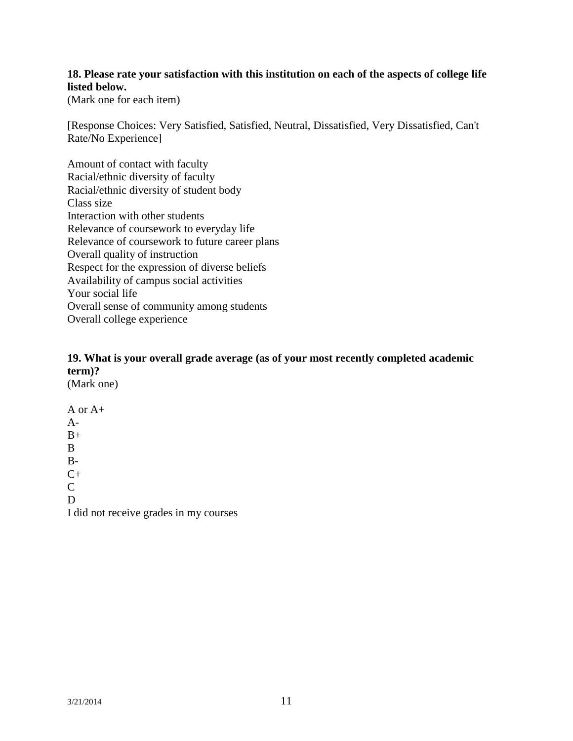**18. Please rate your satisfaction with this institution on each of the aspects of college life listed below.**
(Mark <u>one</u> for each item)

[Response Choices: Very Satisfied, Satisfied, Neutral, Dissatisfied, Very Dissatisfied, Can't Rate/No Experience]

Amount of contact with faculty
Racial/ethnic diversity of faculty
Racial/ethnic diversity of student body
Class size
Interaction with other students
Relevance of coursework to everyday life
Relevance of coursework to future career plans
Overall quality of instruction
Respect for the expression of diverse beliefs
Availability of campus social activities
Your social life
Overall sense of community among students
Overall college experience

**19. What is your overall grade average (as of your most recently completed academic term)?**
(Mark <u>one</u>)

A or A+
A-
B+
B
B-
C+
C
D
I did not receive grades in my courses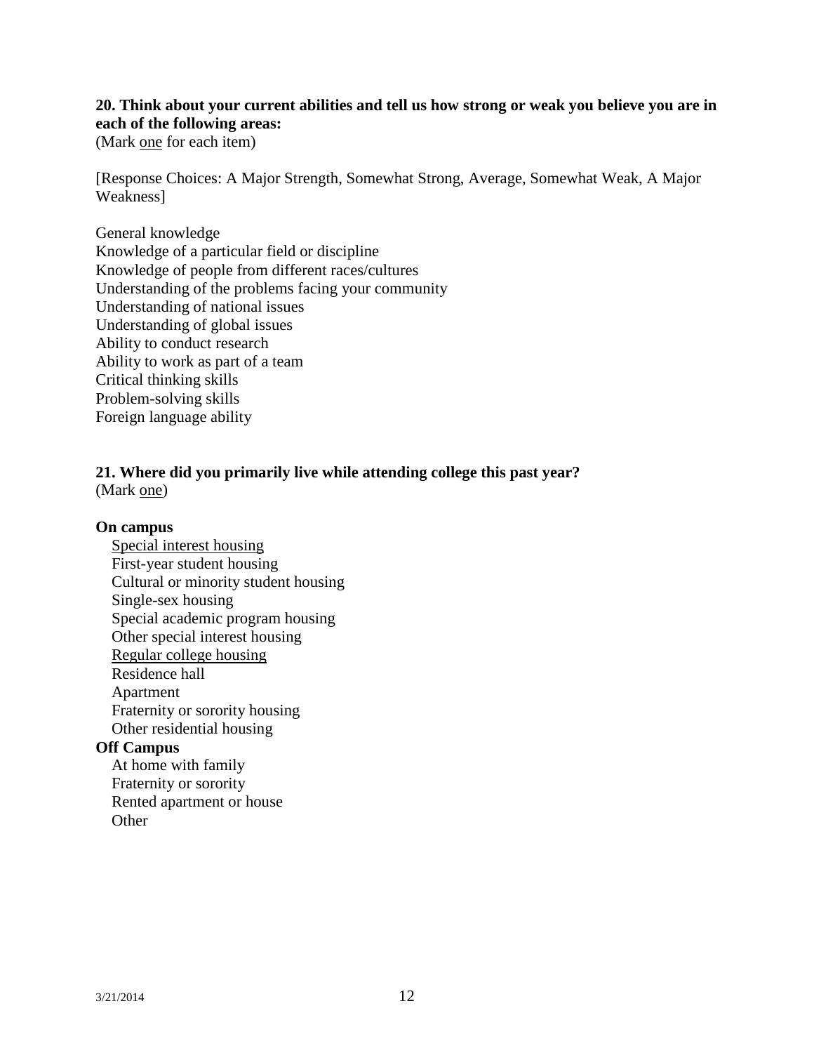**20. Think about your current abilities and tell us how strong or weak you believe you are in each of the following areas:**
(Mark one for each item)

[Response Choices: A Major Strength, Somewhat Strong, Average, Somewhat Weak, A Major Weakness]

General knowledge
Knowledge of a particular field or discipline
Knowledge of people from different races/cultures
Understanding of the problems facing your community
Understanding of national issues
Understanding of global issues
Ability to conduct research
Ability to work as part of a team
Critical thinking skills
Problem-solving skills
Foreign language ability

**21. Where did you primarily live while attending college this past year?**
(Mark one)

**On campus**

- Special interest housing
  - First-year student housing
  - Cultural or minority student housing
  - Single-sex housing
  - Special academic program housing
  - Other special interest housing
- Regular college housing
  - Residence hall
  - Apartment
  - Fraternity or sorority housing
  - Other residential housing

**Off Campus**

- At home with family
- Fraternity or sorority
- Rented apartment or house
- Other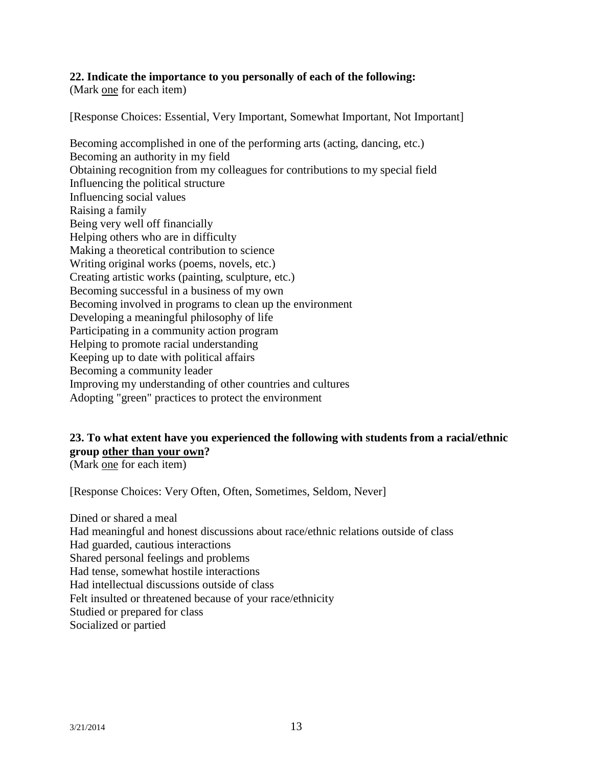**22. Indicate the importance to you personally of each of the following:**
(Mark <u>one</u> for each item)

[Response Choices: Essential, Very Important, Somewhat Important, Not Important]

Becoming accomplished in one of the performing arts (acting, dancing, etc.)
Becoming an authority in my field
Obtaining recognition from my colleagues for contributions to my special field
Influencing the political structure
Influencing social values
Raising a family
Being very well off financially
Helping others who are in difficulty
Making a theoretical contribution to science
Writing original works (poems, novels, etc.)
Creating artistic works (painting, sculpture, etc.)
Becoming successful in a business of my own
Becoming involved in programs to clean up the environment
Developing a meaningful philosophy of life
Participating in a community action program
Helping to promote racial understanding
Keeping up to date with political affairs
Becoming a community leader
Improving my understanding of other countries and cultures
Adopting "green" practices to protect the environment

**23. To what extent have you experienced the following with students from a racial/ethnic group <u>other than your own</u>?**
(Mark <u>one</u> for each item)

[Response Choices: Very Often, Often, Sometimes, Seldom, Never]

Dined or shared a meal
Had meaningful and honest discussions about race/ethnic relations outside of class
Had guarded, cautious interactions
Shared personal feelings and problems
Had tense, somewhat hostile interactions
Had intellectual discussions outside of class
Felt insulted or threatened because of your race/ethnicity
Studied or prepared for class
Socialized or partied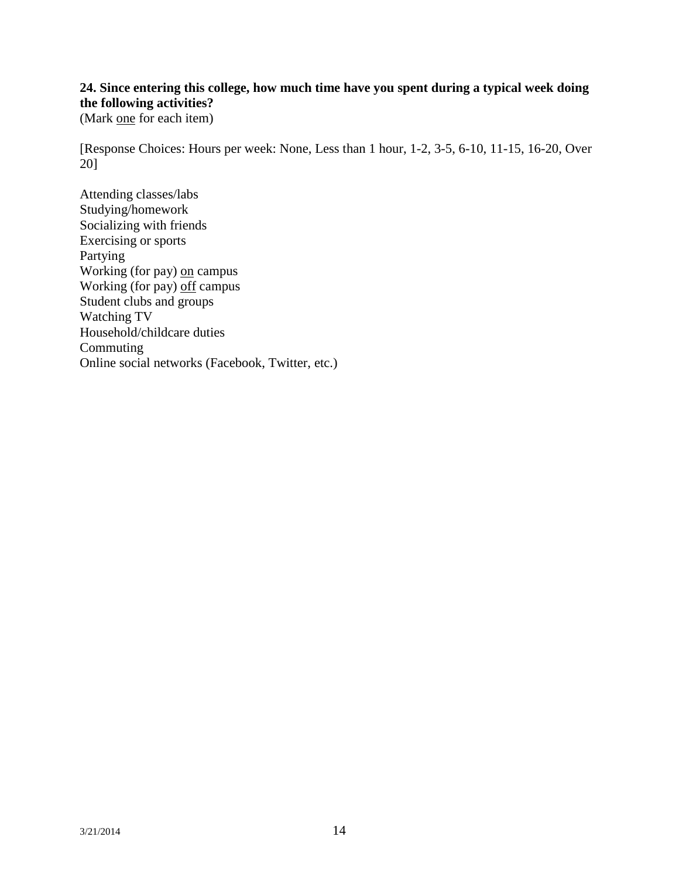**24. Since entering this college, how much time have you spent during a typical week doing the following activities?**
(Mark <u>one</u> for each item)

[Response Choices: Hours per week: None, Less than 1 hour, 1-2, 3-5, 6-10, 11-15, 16-20, Over 20]

Attending classes/labs
Studying/homework
Socializing with friends
Exercising or sports
Partying
Working (for pay) <u>on</u> campus
Working (for pay) <u>off</u> campus
Student clubs and groups
Watching TV
Household/childcare duties
Commuting
Online social networks (Facebook, Twitter, etc.)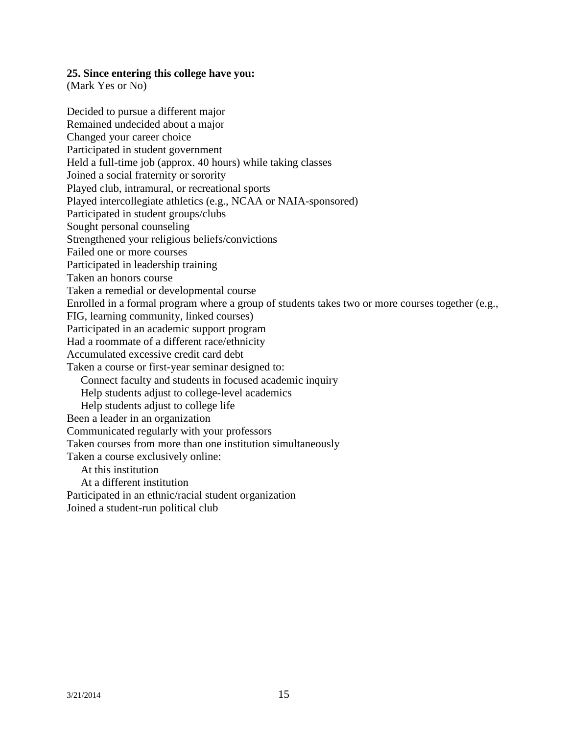**25. Since entering this college have you:**
(Mark Yes or No)

Decided to pursue a different major
Remained undecided about a major
Changed your career choice
Participated in student government
Held a full-time job (approx. 40 hours) while taking classes
Joined a social fraternity or sorority
Played club, intramural, or recreational sports
Played intercollegiate athletics (e.g., NCAA or NAIA-sponsored)
Participated in student groups/clubs
Sought personal counseling
Strengthened your religious beliefs/convictions
Failed one or more courses
Participated in leadership training
Taken an honors course
Taken a remedial or developmental course
Enrolled in a formal program where a group of students takes two or more courses together (e.g., FIG, learning community, linked courses)
Participated in an academic support program
Had a roommate of a different race/ethnicity
Accumulated excessive credit card debt
Taken a course or first-year seminar designed to:
- Connect faculty and students in focused academic inquiry
- Help students adjust to college-level academics
- Help students adjust to college life

Been a leader in an organization
Communicated regularly with your professors
Taken courses from more than one institution simultaneously
Taken a course exclusively online:
- At this institution
- At a different institution

Participated in an ethnic/racial student organization
Joined a student-run political club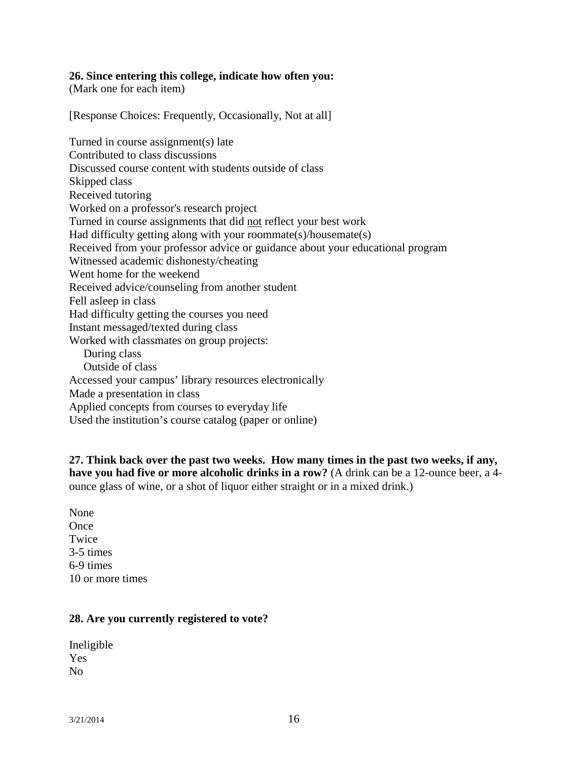**26. Since entering this college, indicate how often you:**
(Mark one for each item)

[Response Choices: Frequently, Occasionally, Not at all]

Turned in course assignment(s) late
Contributed to class discussions
Discussed course content with students outside of class
Skipped class
Received tutoring
Worked on a professor's research project
Turned in course assignments that did <u>not</u> reflect your best work
Had difficulty getting along with your roommate(s)/housemate(s)
Received from your professor advice or guidance about your educational program
Witnessed academic dishonesty/cheating
Went home for the weekend
Received advice/counseling from another student
Fell asleep in class
Had difficulty getting the courses you need
Instant messaged/texted during class
Worked with classmates on group projects:
    During class
    Outside of class
Accessed your campus' library resources electronically
Made a presentation in class
Applied concepts from courses to everyday life
Used the institution's course catalog (paper or online)

**27. Think back over the past two weeks. How many times in the past two weeks, if any, have you had five or more alcoholic drinks in a row?** (A drink can be a 12-ounce beer, a 4-ounce glass of wine, or a shot of liquor either straight or in a mixed drink.)

None
Once
Twice
3-5 times
6-9 times
10 or more times

**28. Are you currently registered to vote?**

Ineligible
Yes
No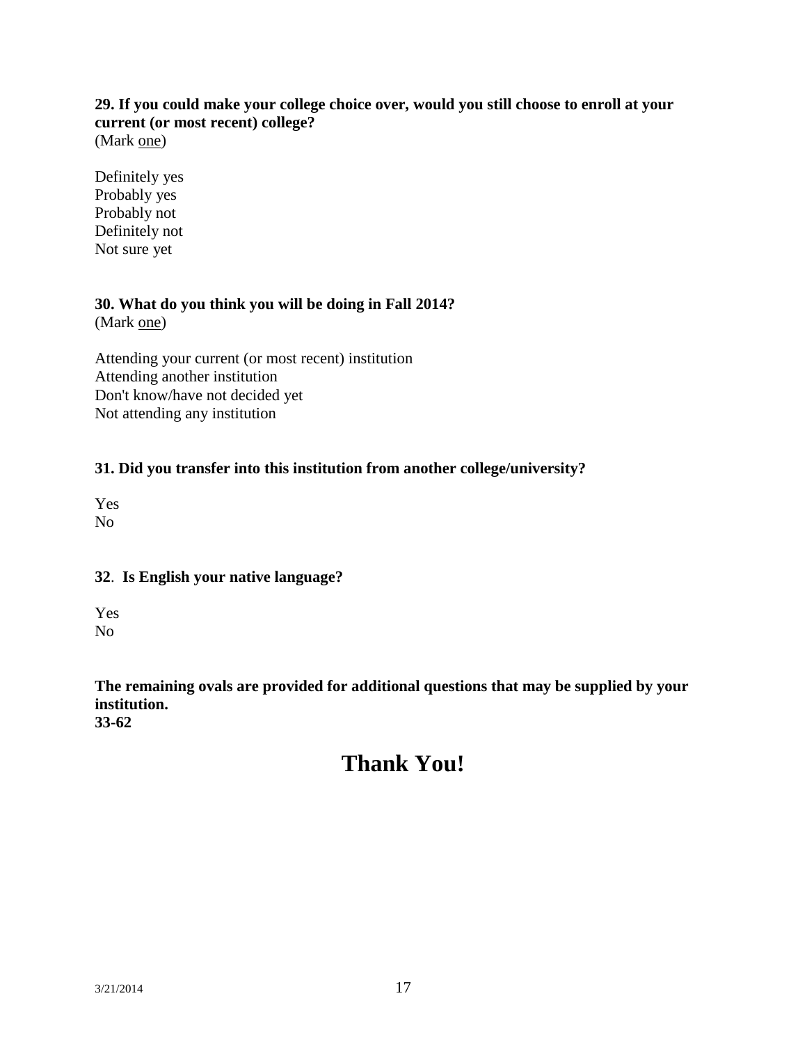**29. If you could make your college choice over, would you still choose to enroll at your current (or most recent) college?**
(Mark one)

Definitely yes
Probably yes
Probably not
Definitely not
Not sure yet

**30. What do you think you will be doing in Fall 2014?**
(Mark one)

Attending your current (or most recent) institution
Attending another institution
Don't know/have not decided yet
Not attending any institution

**31. Did you transfer into this institution from another college/university?**

Yes
No

**32. Is English your native language?**

Yes
No

**The remaining ovals are provided for additional questions that may be supplied by your institution.**
**33-62**

# Thank You!